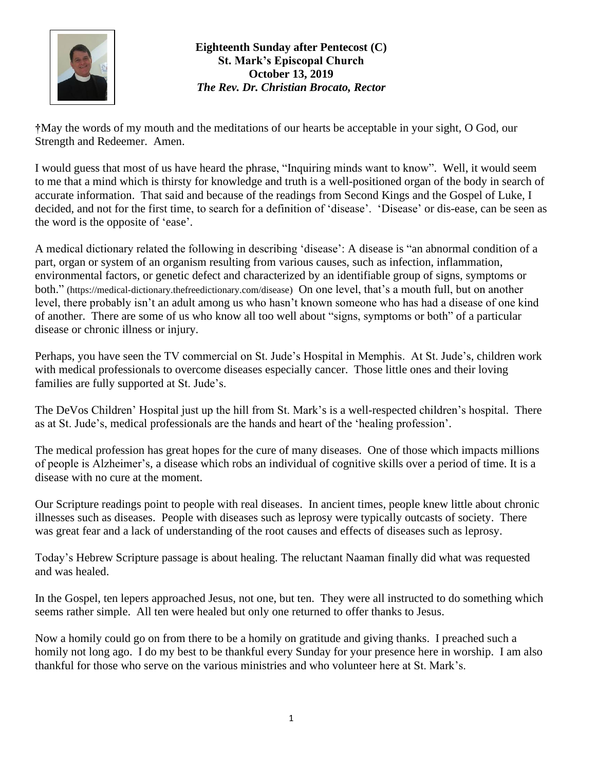**Eighteenth Sunday after Pentecost (C)**
**St. Mark's Episcopal Church**
**October 13, 2019**
***The Rev. Dr. Christian Brocato, Rector***

†May the words of my mouth and the meditations of our hearts be acceptable in your sight, O God, our Strength and Redeemer. Amen.

I would guess that most of us have heard the phrase, "Inquiring minds want to know". Well, it would seem to me that a mind which is thirsty for knowledge and truth is a well-positioned organ of the body in search of accurate information. That said and because of the readings from Second Kings and the Gospel of Luke, I decided, and not for the first time, to search for a definition of 'disease'. 'Disease' or dis-ease, can be seen as the word is the opposite of 'ease'.

A medical dictionary related the following in describing 'disease': A disease is "an abnormal condition of a part, organ or system of an organism resulting from various causes, such as infection, inflammation, environmental factors, or genetic defect and characterized by an identifiable group of signs, symptoms or both." (https://medical-dictionary.thefreedictionary.com/disease) On one level, that's a mouth full, but on another level, there probably isn't an adult among us who hasn't known someone who has had a disease of one kind of another. There are some of us who know all too well about "signs, symptoms or both" of a particular disease or chronic illness or injury.

Perhaps, you have seen the TV commercial on St. Jude's Hospital in Memphis. At St. Jude's, children work with medical professionals to overcome diseases especially cancer. Those little ones and their loving families are fully supported at St. Jude's.

The DeVos Children' Hospital just up the hill from St. Mark's is a well-respected children's hospital. There as at St. Jude's, medical professionals are the hands and heart of the 'healing profession'.

The medical profession has great hopes for the cure of many diseases. One of those which impacts millions of people is Alzheimer's, a disease which robs an individual of cognitive skills over a period of time. It is a disease with no cure at the moment.

Our Scripture readings point to people with real diseases. In ancient times, people knew little about chronic illnesses such as diseases. People with diseases such as leprosy were typically outcasts of society. There was great fear and a lack of understanding of the root causes and effects of diseases such as leprosy.

Today's Hebrew Scripture passage is about healing. The reluctant Naaman finally did what was requested and was healed.

In the Gospel, ten lepers approached Jesus, not one, but ten. They were all instructed to do something which seems rather simple. All ten were healed but only one returned to offer thanks to Jesus.

Now a homily could go on from there to be a homily on gratitude and giving thanks. I preached such a homily not long ago. I do my best to be thankful every Sunday for your presence here in worship. I am also thankful for those who serve on the various ministries and who volunteer here at St. Mark's.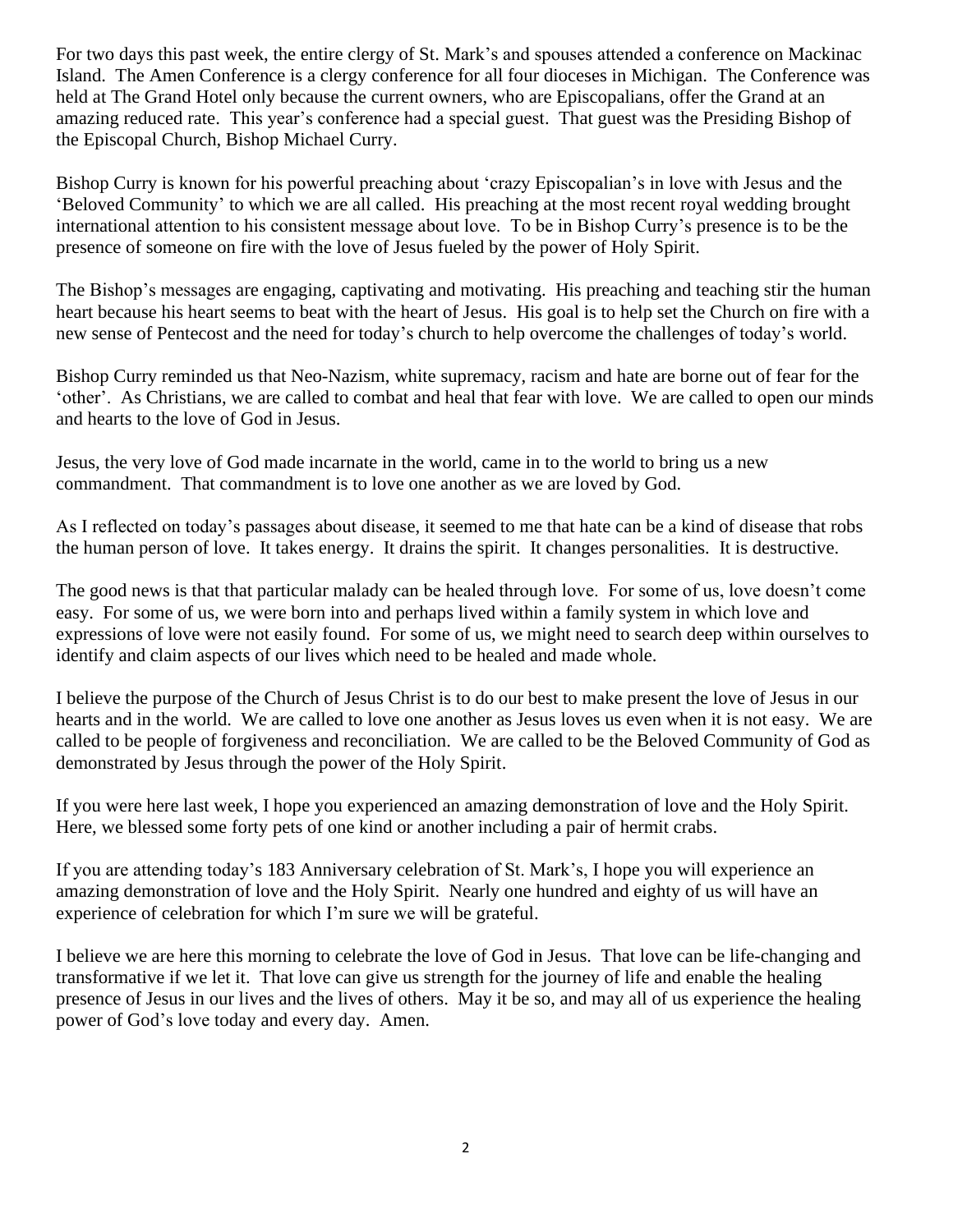For two days this past week, the entire clergy of St. Mark's and spouses attended a conference on Mackinac Island. The Amen Conference is a clergy conference for all four dioceses in Michigan. The Conference was held at The Grand Hotel only because the current owners, who are Episcopalians, offer the Grand at an amazing reduced rate. This year's conference had a special guest. That guest was the Presiding Bishop of the Episcopal Church, Bishop Michael Curry.

Bishop Curry is known for his powerful preaching about 'crazy Episcopalian's in love with Jesus and the 'Beloved Community' to which we are all called. His preaching at the most recent royal wedding brought international attention to his consistent message about love. To be in Bishop Curry's presence is to be the presence of someone on fire with the love of Jesus fueled by the power of Holy Spirit.

The Bishop's messages are engaging, captivating and motivating. His preaching and teaching stir the human heart because his heart seems to beat with the heart of Jesus. His goal is to help set the Church on fire with a new sense of Pentecost and the need for today's church to help overcome the challenges of today's world.

Bishop Curry reminded us that Neo-Nazism, white supremacy, racism and hate are borne out of fear for the 'other'. As Christians, we are called to combat and heal that fear with love. We are called to open our minds and hearts to the love of God in Jesus.

Jesus, the very love of God made incarnate in the world, came in to the world to bring us a new commandment. That commandment is to love one another as we are loved by God.

As I reflected on today's passages about disease, it seemed to me that hate can be a kind of disease that robs the human person of love. It takes energy. It drains the spirit. It changes personalities. It is destructive.

The good news is that that particular malady can be healed through love. For some of us, love doesn't come easy. For some of us, we were born into and perhaps lived within a family system in which love and expressions of love were not easily found. For some of us, we might need to search deep within ourselves to identify and claim aspects of our lives which need to be healed and made whole.

I believe the purpose of the Church of Jesus Christ is to do our best to make present the love of Jesus in our hearts and in the world. We are called to love one another as Jesus loves us even when it is not easy. We are called to be people of forgiveness and reconciliation. We are called to be the Beloved Community of God as demonstrated by Jesus through the power of the Holy Spirit.

If you were here last week, I hope you experienced an amazing demonstration of love and the Holy Spirit. Here, we blessed some forty pets of one kind or another including a pair of hermit crabs.

If you are attending today's 183 Anniversary celebration of St. Mark's, I hope you will experience an amazing demonstration of love and the Holy Spirit. Nearly one hundred and eighty of us will have an experience of celebration for which I'm sure we will be grateful.

I believe we are here this morning to celebrate the love of God in Jesus. That love can be life-changing and transformative if we let it. That love can give us strength for the journey of life and enable the healing presence of Jesus in our lives and the lives of others. May it be so, and may all of us experience the healing power of God's love today and every day. Amen.